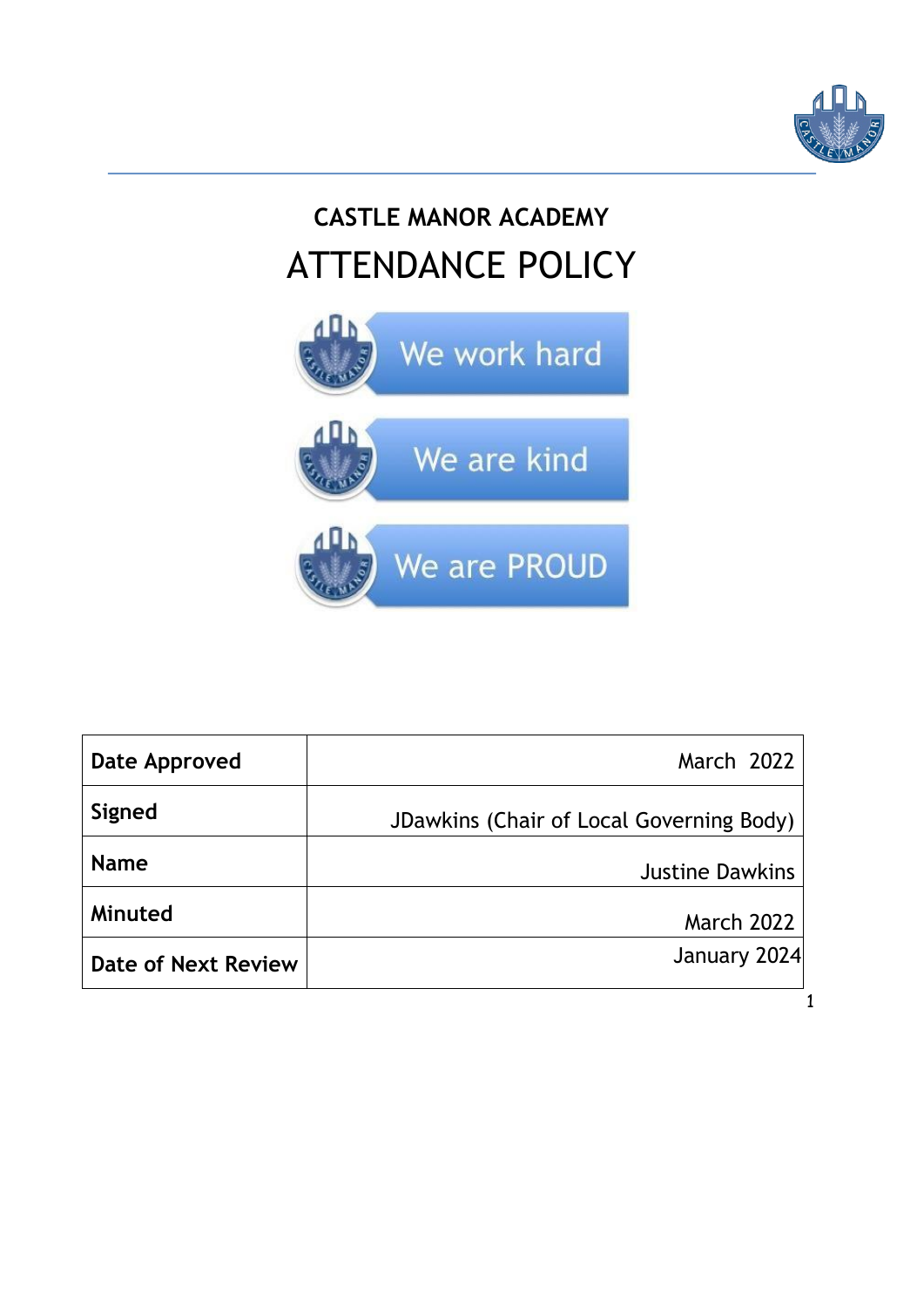# CASTLE MANOR ACADEMY

# ATTENDANCE POLICY

We work hard

We are kind

We are PROUD

| Date Approved | March 2022 |
|---|---|
| Signed | JDawkins (Chair of Local Governing Body) |
| Name | Justine Dawkins |
| Minuted | March 2022 |
| Date of Next Review | January 2024 |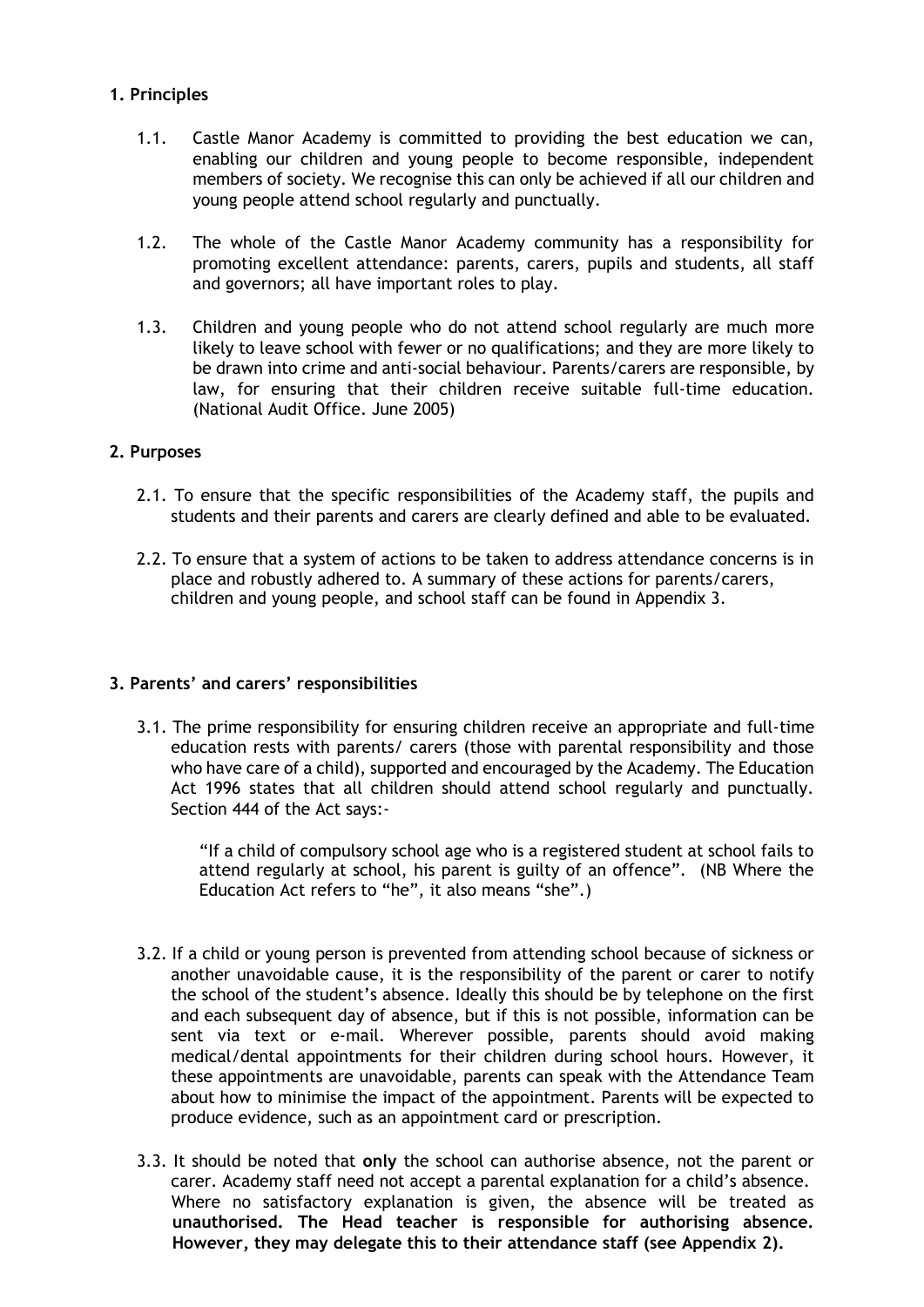## 1. Principles

1.1. Castle Manor Academy is committed to providing the best education we can, enabling our children and young people to become responsible, independent members of society. We recognise this can only be achieved if all our children and young people attend school regularly and punctually.

1.2. The whole of the Castle Manor Academy community has a responsibility for promoting excellent attendance: parents, carers, pupils and students, all staff and governors; all have important roles to play.

1.3. Children and young people who do not attend school regularly are much more likely to leave school with fewer or no qualifications; and they are more likely to be drawn into crime and anti-social behaviour. Parents/carers are responsible, by law, for ensuring that their children receive suitable full-time education. (National Audit Office. June 2005)

## 2. Purposes

2.1. To ensure that the specific responsibilities of the Academy staff, the pupils and students and their parents and carers are clearly defined and able to be evaluated.

2.2. To ensure that a system of actions to be taken to address attendance concerns is in place and robustly adhered to. A summary of these actions for parents/carers, children and young people, and school staff can be found in Appendix 3.

## 3. Parents' and carers' responsibilities

3.1. The prime responsibility for ensuring children receive an appropriate and full-time education rests with parents/ carers (those with parental responsibility and those who have care of a child), supported and encouraged by the Academy. The Education Act 1996 states that all children should attend school regularly and punctually. Section 444 of the Act says:-

> "If a child of compulsory school age who is a registered student at school fails to attend regularly at school, his parent is guilty of an offence". (NB Where the Education Act refers to "he", it also means "she".)

3.2. If a child or young person is prevented from attending school because of sickness or another unavoidable cause, it is the responsibility of the parent or carer to notify the school of the student's absence. Ideally this should be by telephone on the first and each subsequent day of absence, but if this is not possible, information can be sent via text or e-mail. Wherever possible, parents should avoid making medical/dental appointments for their children during school hours. However, it these appointments are unavoidable, parents can speak with the Attendance Team about how to minimise the impact of the appointment. Parents will be expected to produce evidence, such as an appointment card or prescription.

3.3. It should be noted that **only** the school can authorise absence, not the parent or carer. Academy staff need not accept a parental explanation for a child's absence. Where no satisfactory explanation is given, the absence will be treated as **unauthorised. The Head teacher is responsible for authorising absence. However, they may delegate this to their attendance staff (see Appendix 2).**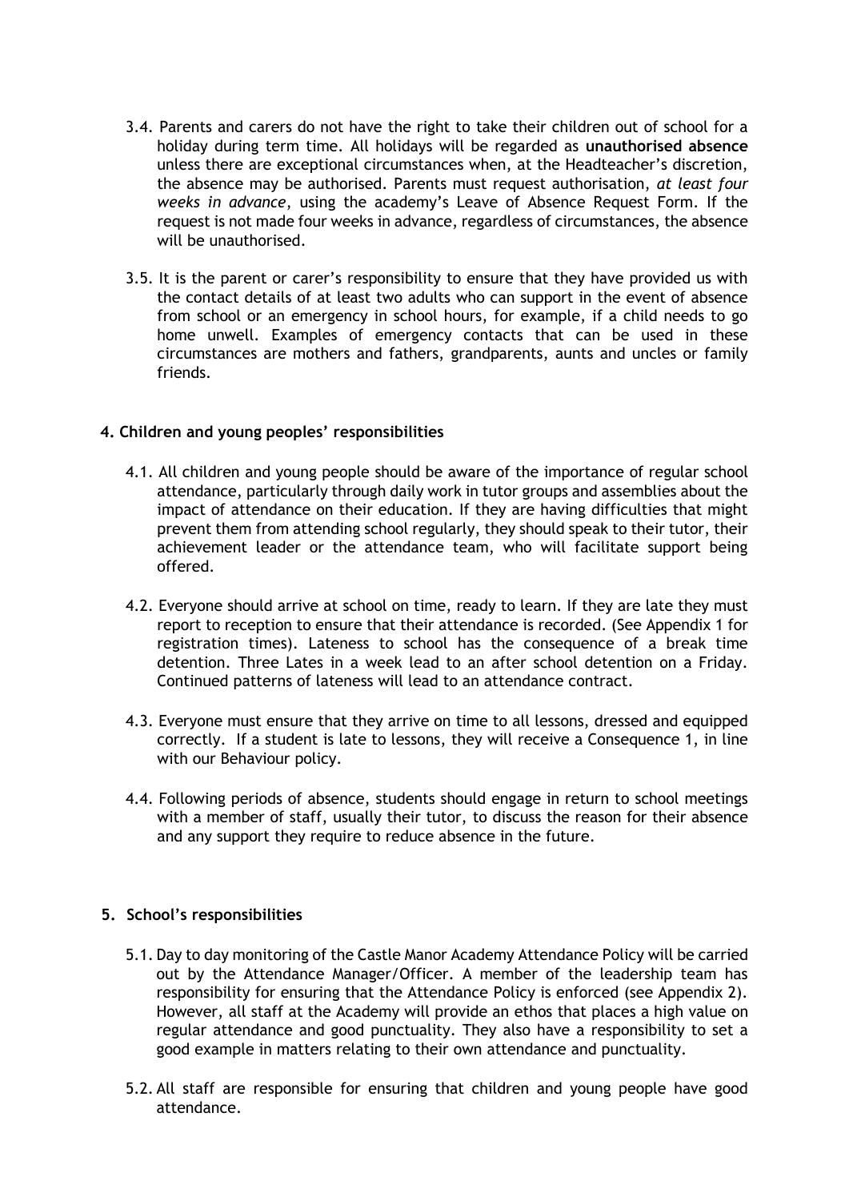3.4. Parents and carers do not have the right to take their children out of school for a holiday during term time. All holidays will be regarded as **unauthorised absence** unless there are exceptional circumstances when, at the Headteacher's discretion, the absence may be authorised. Parents must request authorisation, *at least four weeks in advance*, using the academy's Leave of Absence Request Form. If the request is not made four weeks in advance, regardless of circumstances, the absence will be unauthorised.

3.5. It is the parent or carer's responsibility to ensure that they have provided us with the contact details of at least two adults who can support in the event of absence from school or an emergency in school hours, for example, if a child needs to go home unwell. Examples of emergency contacts that can be used in these circumstances are mothers and fathers, grandparents, aunts and uncles or family friends.

## 4. Children and young peoples' responsibilities

4.1. All children and young people should be aware of the importance of regular school attendance, particularly through daily work in tutor groups and assemblies about the impact of attendance on their education. If they are having difficulties that might prevent them from attending school regularly, they should speak to their tutor, their achievement leader or the attendance team, who will facilitate support being offered.

4.2. Everyone should arrive at school on time, ready to learn. If they are late they must report to reception to ensure that their attendance is recorded. (See Appendix 1 for registration times). Lateness to school has the consequence of a break time detention. Three Lates in a week lead to an after school detention on a Friday. Continued patterns of lateness will lead to an attendance contract.

4.3. Everyone must ensure that they arrive on time to all lessons, dressed and equipped correctly. If a student is late to lessons, they will receive a Consequence 1, in line with our Behaviour policy.

4.4. Following periods of absence, students should engage in return to school meetings with a member of staff, usually their tutor, to discuss the reason for their absence and any support they require to reduce absence in the future.

## 5. School's responsibilities

5.1. Day to day monitoring of the Castle Manor Academy Attendance Policy will be carried out by the Attendance Manager/Officer. A member of the leadership team has responsibility for ensuring that the Attendance Policy is enforced (see Appendix 2). However, all staff at the Academy will provide an ethos that places a high value on regular attendance and good punctuality. They also have a responsibility to set a good example in matters relating to their own attendance and punctuality.

5.2. All staff are responsible for ensuring that children and young people have good attendance.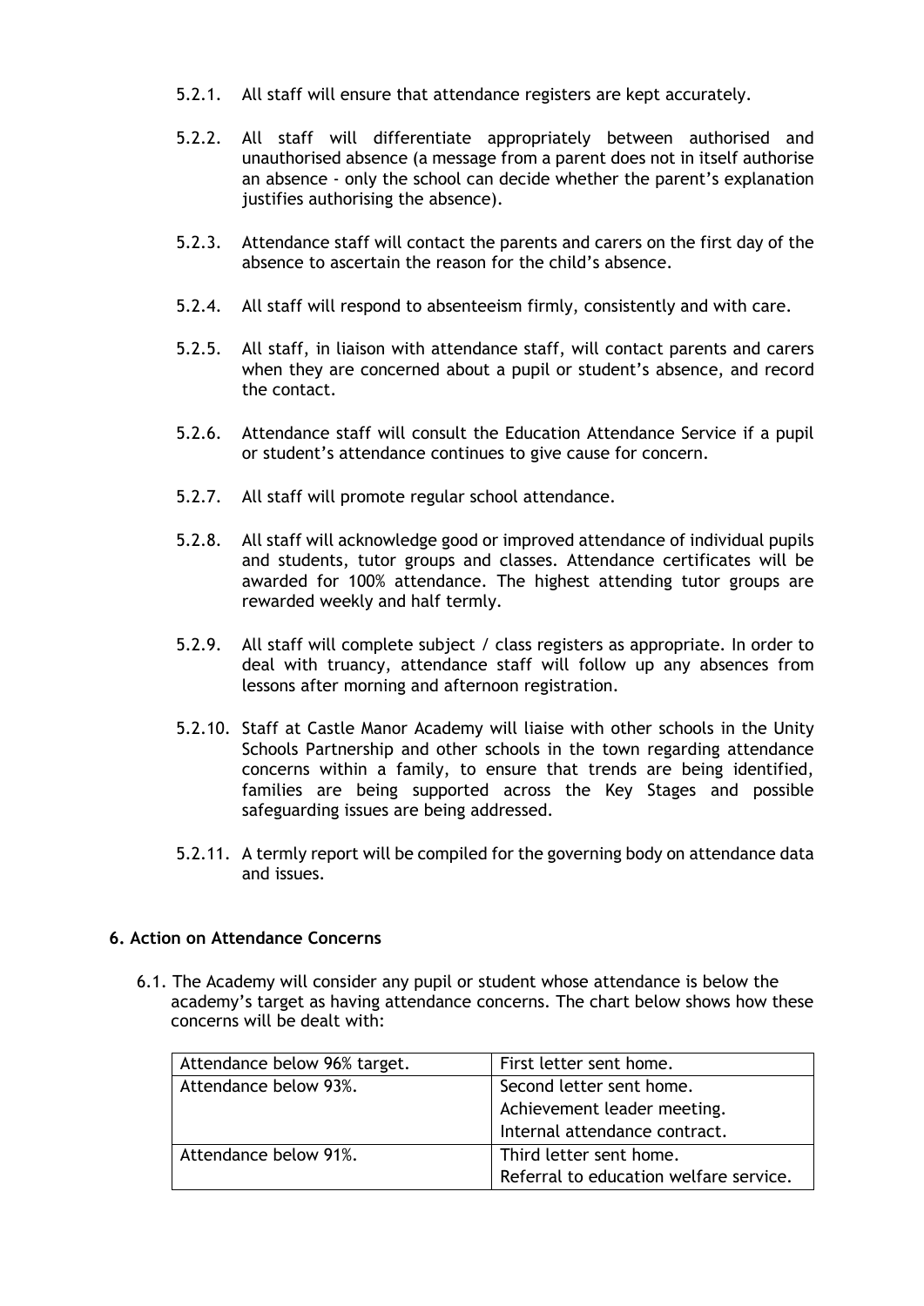5.2.1. All staff will ensure that attendance registers are kept accurately.

5.2.2. All staff will differentiate appropriately between authorised and unauthorised absence (a message from a parent does not in itself authorise an absence - only the school can decide whether the parent's explanation justifies authorising the absence).

5.2.3. Attendance staff will contact the parents and carers on the first day of the absence to ascertain the reason for the child's absence.

5.2.4. All staff will respond to absenteeism firmly, consistently and with care.

5.2.5. All staff, in liaison with attendance staff, will contact parents and carers when they are concerned about a pupil or student's absence, and record the contact.

5.2.6. Attendance staff will consult the Education Attendance Service if a pupil or student's attendance continues to give cause for concern.

5.2.7. All staff will promote regular school attendance.

5.2.8. All staff will acknowledge good or improved attendance of individual pupils and students, tutor groups and classes. Attendance certificates will be awarded for 100% attendance. The highest attending tutor groups are rewarded weekly and half termly.

5.2.9. All staff will complete subject / class registers as appropriate. In order to deal with truancy, attendance staff will follow up any absences from lessons after morning and afternoon registration.

5.2.10. Staff at Castle Manor Academy will liaise with other schools in the Unity Schools Partnership and other schools in the town regarding attendance concerns within a family, to ensure that trends are being identified, families are being supported across the Key Stages and possible safeguarding issues are being addressed.

5.2.11. A termly report will be compiled for the governing body on attendance data and issues.

## 6. Action on Attendance Concerns

6.1. The Academy will consider any pupil or student whose attendance is below the academy's target as having attendance concerns. The chart below shows how these concerns will be dealt with:

| Attendance below 96% target. | First letter sent home. |
|---|---|
| Attendance below 93%. | Second letter sent home.<br>Achievement leader meeting.<br>Internal attendance contract. |
| Attendance below 91%. | Third letter sent home.<br>Referral to education welfare service. |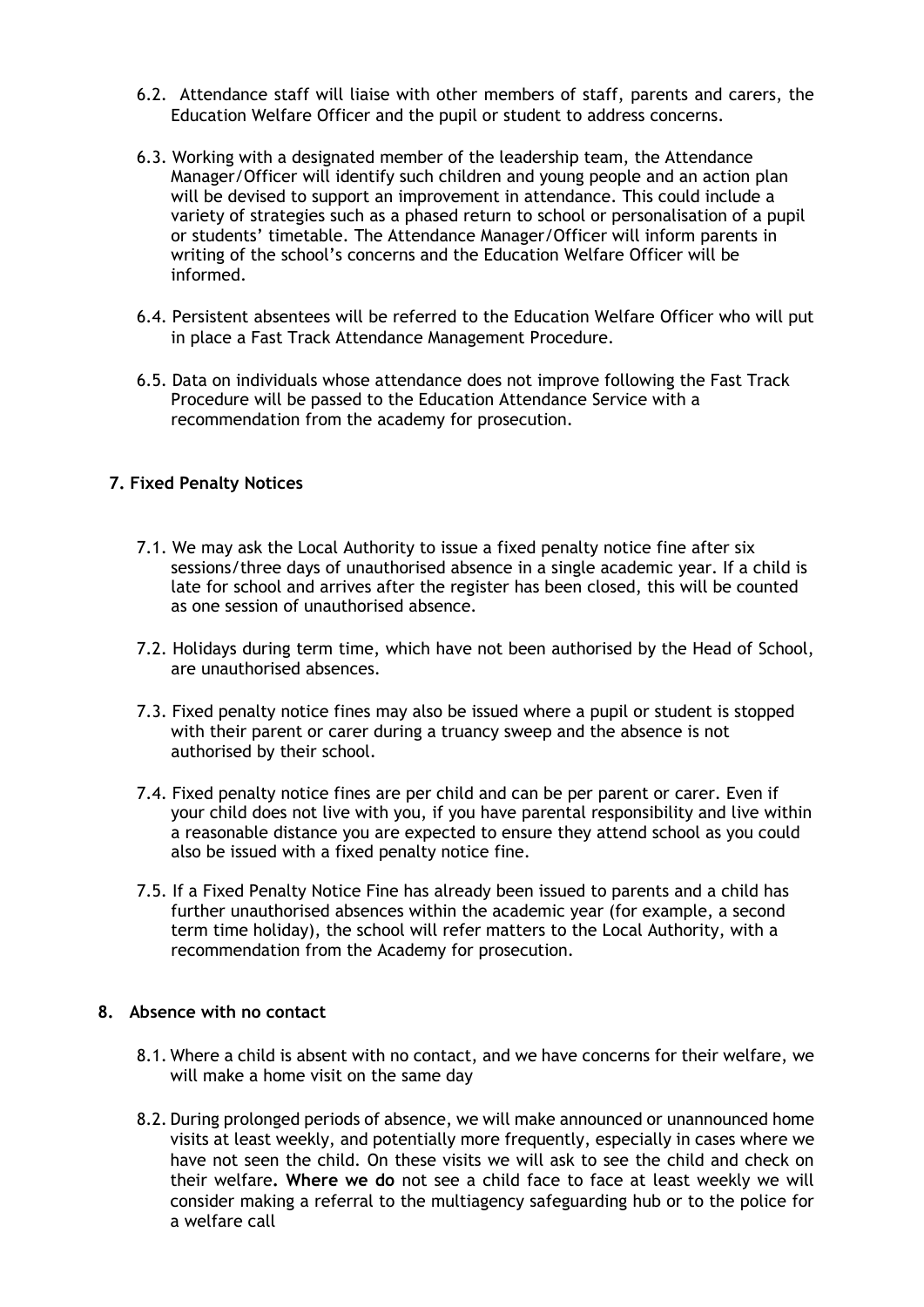6.2. Attendance staff will liaise with other members of staff, parents and carers, the Education Welfare Officer and the pupil or student to address concerns.

6.3. Working with a designated member of the leadership team, the Attendance Manager/Officer will identify such children and young people and an action plan will be devised to support an improvement in attendance. This could include a variety of strategies such as a phased return to school or personalisation of a pupil or students' timetable. The Attendance Manager/Officer will inform parents in writing of the school's concerns and the Education Welfare Officer will be informed.

6.4. Persistent absentees will be referred to the Education Welfare Officer who will put in place a Fast Track Attendance Management Procedure.

6.5. Data on individuals whose attendance does not improve following the Fast Track Procedure will be passed to the Education Attendance Service with a recommendation from the academy for prosecution.

## 7. Fixed Penalty Notices

7.1. We may ask the Local Authority to issue a fixed penalty notice fine after six sessions/three days of unauthorised absence in a single academic year. If a child is late for school and arrives after the register has been closed, this will be counted as one session of unauthorised absence.

7.2. Holidays during term time, which have not been authorised by the Head of School, are unauthorised absences.

7.3. Fixed penalty notice fines may also be issued where a pupil or student is stopped with their parent or carer during a truancy sweep and the absence is not authorised by their school.

7.4. Fixed penalty notice fines are per child and can be per parent or carer. Even if your child does not live with you, if you have parental responsibility and live within a reasonable distance you are expected to ensure they attend school as you could also be issued with a fixed penalty notice fine.

7.5. If a Fixed Penalty Notice Fine has already been issued to parents and a child has further unauthorised absences within the academic year (for example, a second term time holiday), the school will refer matters to the Local Authority, with a recommendation from the Academy for prosecution.

## 8. Absence with no contact

8.1. Where a child is absent with no contact, and we have concerns for their welfare, we will make a home visit on the same day

8.2. During prolonged periods of absence, we will make announced or unannounced home visits at least weekly, and potentially more frequently, especially in cases where we have not seen the child. On these visits we will ask to see the child and check on their welfare**. Where we do** not see a child face to face at least weekly we will consider making a referral to the multiagency safeguarding hub or to the police for a welfare call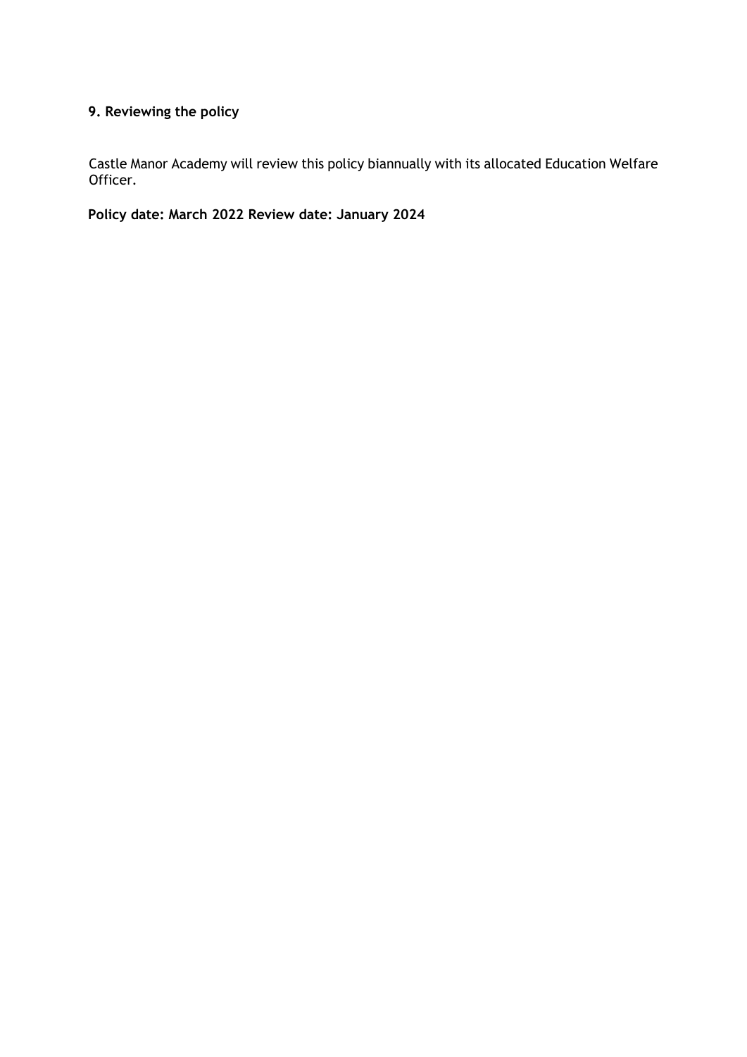## 9. Reviewing the policy

Castle Manor Academy will review this policy biannually with its allocated Education Welfare Officer.

**Policy date: March 2022 Review date: January 2024**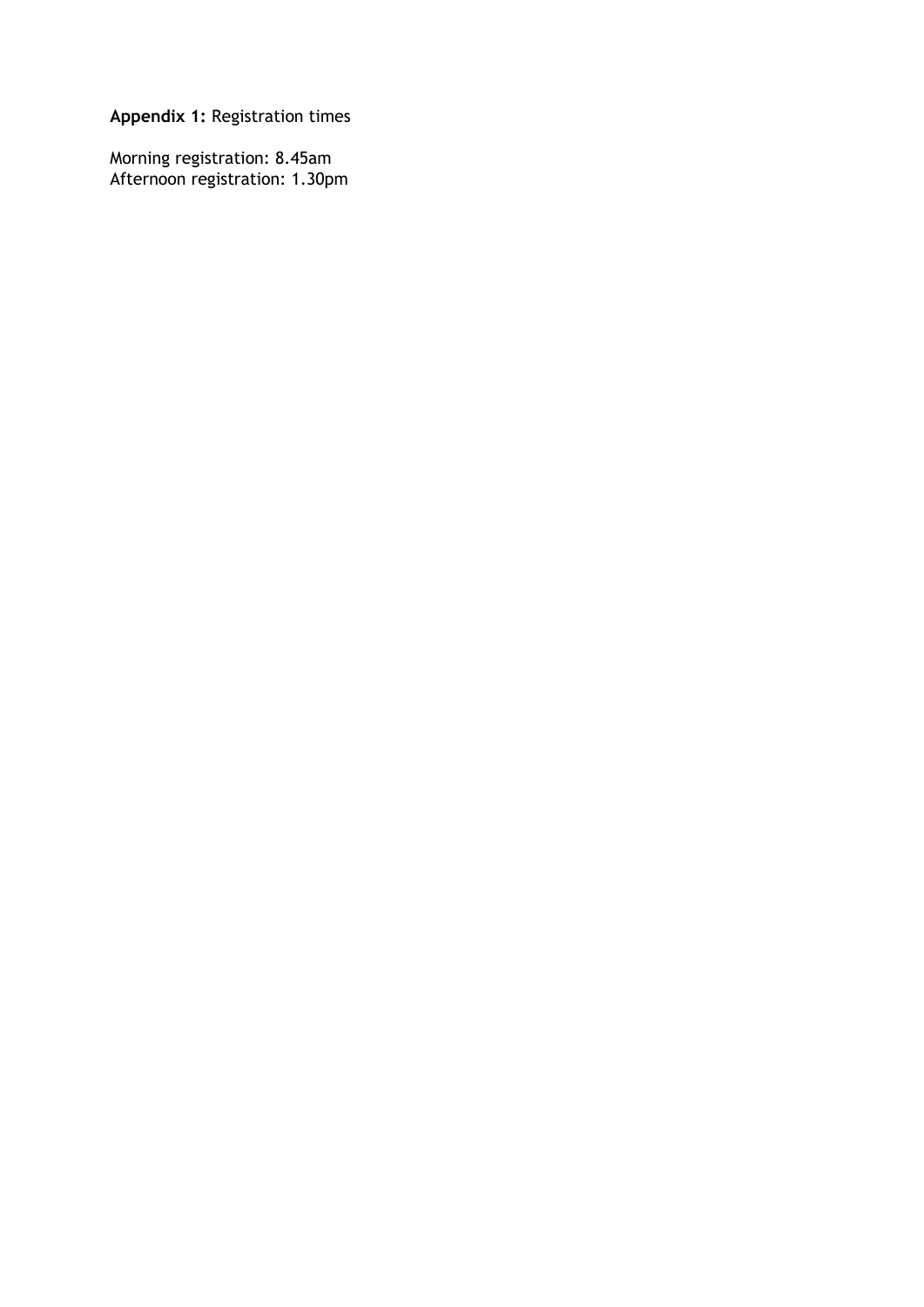**Appendix 1:** Registration times

Morning registration: 8.45am
Afternoon registration: 1.30pm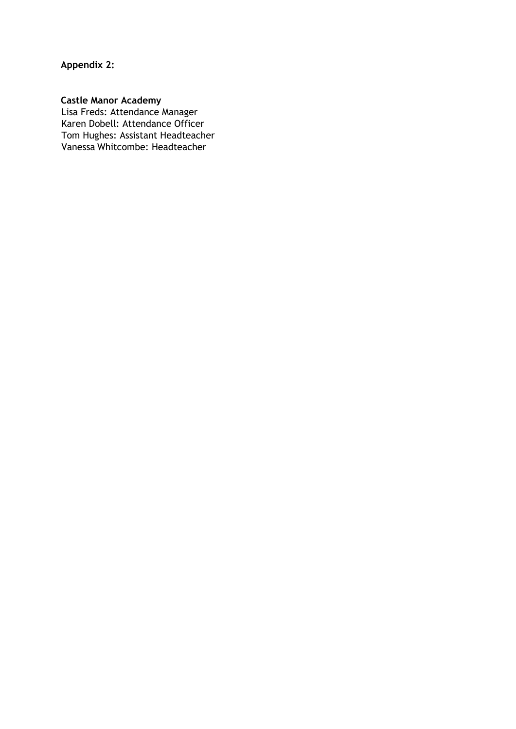**Appendix 2:**

**Castle Manor Academy**

Lisa Freds: Attendance Manager
Karen Dobell: Attendance Officer
Tom Hughes: Assistant Headteacher
Vanessa Whitcombe: Headteacher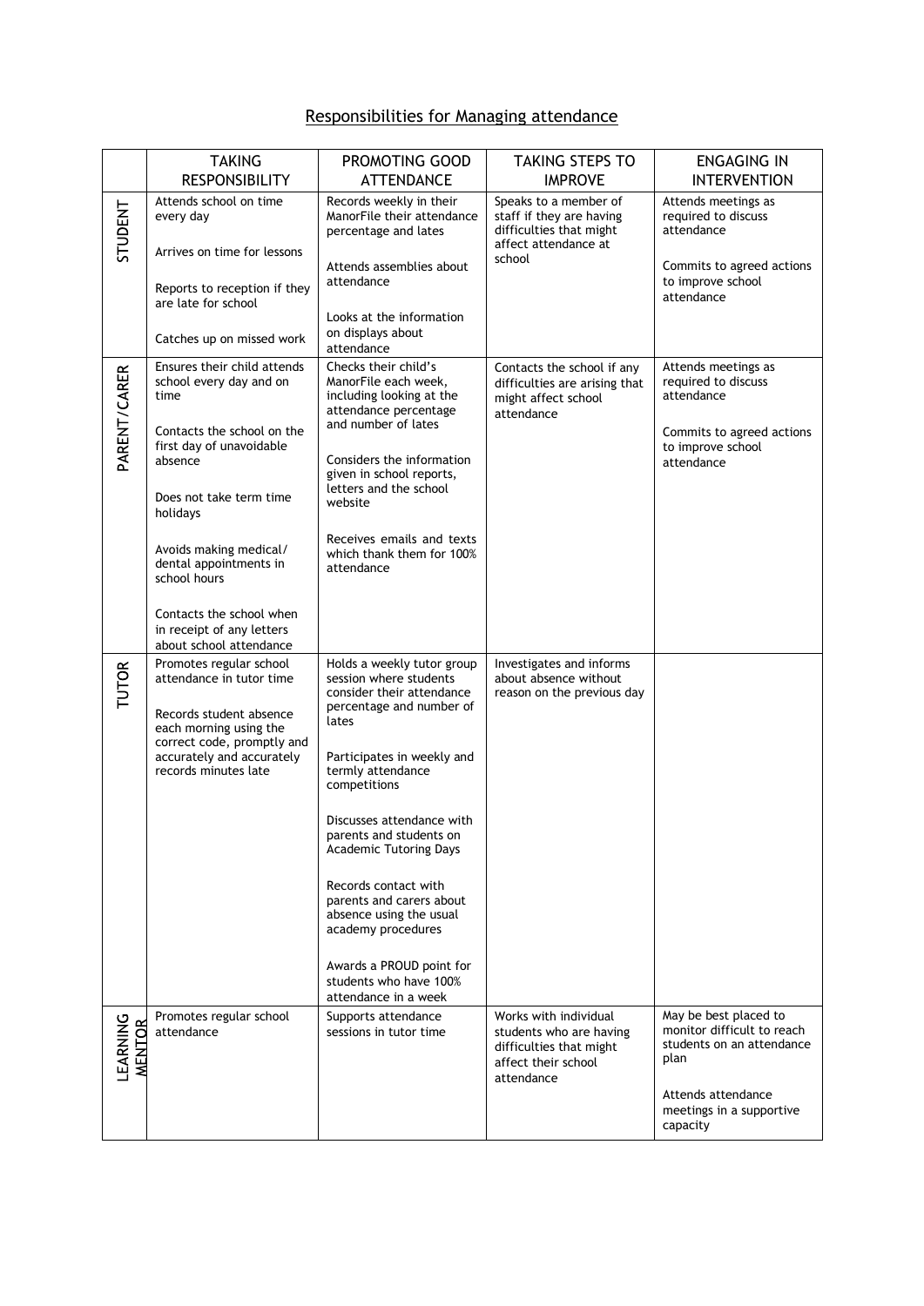## Responsibilities for Managing attendance

| | TAKING RESPONSIBILITY | PROMOTING GOOD ATTENDANCE | TAKING STEPS TO IMPROVE | ENGAGING IN INTERVENTION |
|---|---|---|---|---|
| STUDENT | Attends school on time every day<br><br>Arrives on time for lessons<br><br>Reports to reception if they are late for school<br><br>Catches up on missed work | Records weekly in their ManorFile their attendance percentage and lates<br><br>Attends assemblies about attendance<br><br>Looks at the information on displays about attendance | Speaks to a member of staff if they are having difficulties that might affect attendance at school | Attends meetings as required to discuss attendance<br><br>Commits to agreed actions to improve school attendance |
| PARENT/CARER | Ensures their child attends school every day and on time<br><br>Contacts the school on the first day of unavoidable absence<br><br>Does not take term time holidays<br><br>Avoids making medical/ dental appointments in school hours<br><br>Contacts the school when in receipt of any letters about school attendance | Checks their child's ManorFile each week, including looking at the attendance percentage and number of lates<br><br>Considers the information given in school reports, letters and the school website<br><br>Receives emails and texts which thank them for 100% attendance | Contacts the school if any difficulties are arising that might affect school attendance | Attends meetings as required to discuss attendance<br><br>Commits to agreed actions to improve school attendance |
| TUTOR | Promotes regular school attendance in tutor time<br><br>Records student absence each morning using the correct code, promptly and accurately and accurately records minutes late | Holds a weekly tutor group session where students consider their attendance percentage and number of lates<br><br>Participates in weekly and termly attendance competitions<br><br>Discusses attendance with parents and students on Academic Tutoring Days<br><br>Records contact with parents and carers about absence using the usual academy procedures<br><br>Awards a PROUD point for students who have 100% attendance in a week | Investigates and informs about absence without reason on the previous day | |
| LEARNING MENTOR | Promotes regular school attendance | Supports attendance sessions in tutor time | Works with individual students who are having difficulties that might affect their school attendance | May be best placed to monitor difficult to reach students on an attendance plan<br><br>Attends attendance meetings in a supportive capacity |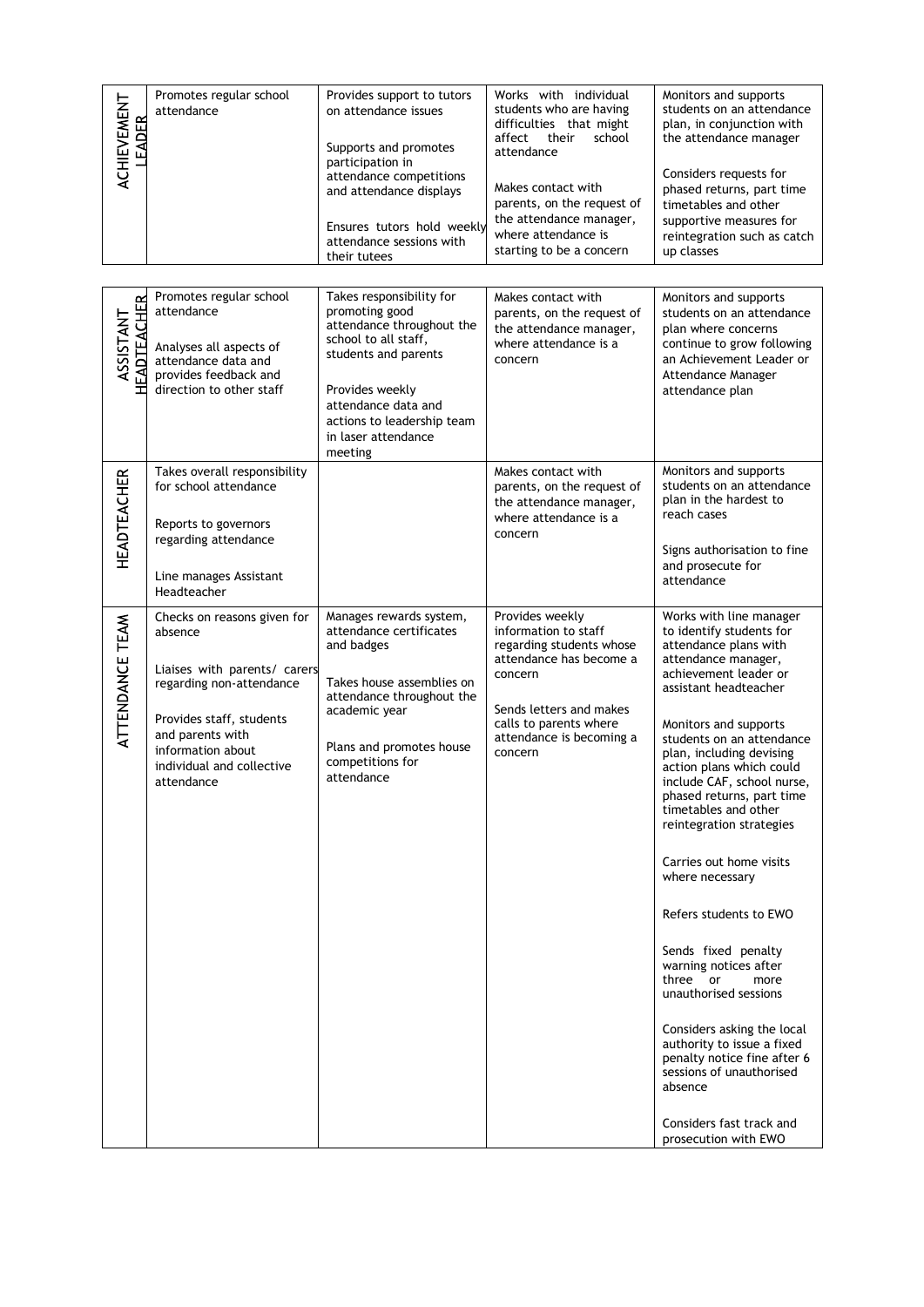| | | | | |
|---|---|---|---|---|
| ACHIEVEMENT LEADER | Promotes regular school attendance | Provides support to tutors on attendance issues<br><br>Supports and promotes participation in attendance competitions and attendance displays<br><br>Ensures tutors hold weekly attendance sessions with their tutees | Works with individual students who are having difficulties that might affect their school attendance<br><br>Makes contact with parents, on the request of the attendance manager, where attendance is starting to be a concern | Monitors and supports students on an attendance plan, in conjunction with the attendance manager<br><br>Considers requests for phased returns, part time timetables and other supportive measures for reintegration such as catch up classes |

| | | | | |
|---|---|---|---|---|
| ASSISTANT HEADTEACHER | Promotes regular school attendance<br><br>Analyses all aspects of attendance data and provides feedback and direction to other staff | Takes responsibility for promoting good attendance throughout the school to all staff, students and parents<br><br>Provides weekly attendance data and actions to leadership team in laser attendance meeting | Makes contact with parents, on the request of the attendance manager, where attendance is a concern | Monitors and supports students on an attendance plan where concerns continue to grow following an Achievement Leader or Attendance Manager attendance plan |
| HEADTEACHER | Takes overall responsibility for school attendance<br><br>Reports to governors regarding attendance<br><br>Line manages Assistant Headteacher | | Makes contact with parents, on the request of the attendance manager, where attendance is a concern | Monitors and supports students on an attendance plan in the hardest to reach cases<br><br>Signs authorisation to fine and prosecute for attendance |
| ATTENDANCE TEAM | Checks on reasons given for absence<br><br>Liaises with parents/ carers regarding non-attendance<br><br>Provides staff, students and parents with information about individual and collective attendance | Manages rewards system, attendance certificates and badges<br><br>Takes house assemblies on attendance throughout the academic year<br><br>Plans and promotes house competitions for attendance | Provides weekly information to staff regarding students whose attendance has become a concern<br><br>Sends letters and makes calls to parents where attendance is becoming a concern | Works with line manager to identify students for attendance plans with attendance manager, achievement leader or assistant headteacher<br><br>Monitors and supports students on an attendance plan, including devising action plans which could include CAF, school nurse, phased returns, part time timetables and other reintegration strategies<br><br>Carries out home visits where necessary<br><br>Refers students to EWO<br><br>Sends fixed penalty warning notices after three or more unauthorised sessions<br><br>Considers asking the local authority to issue a fixed penalty notice fine after 6 sessions of unauthorised absence<br><br>Considers fast track and prosecution with EWO |